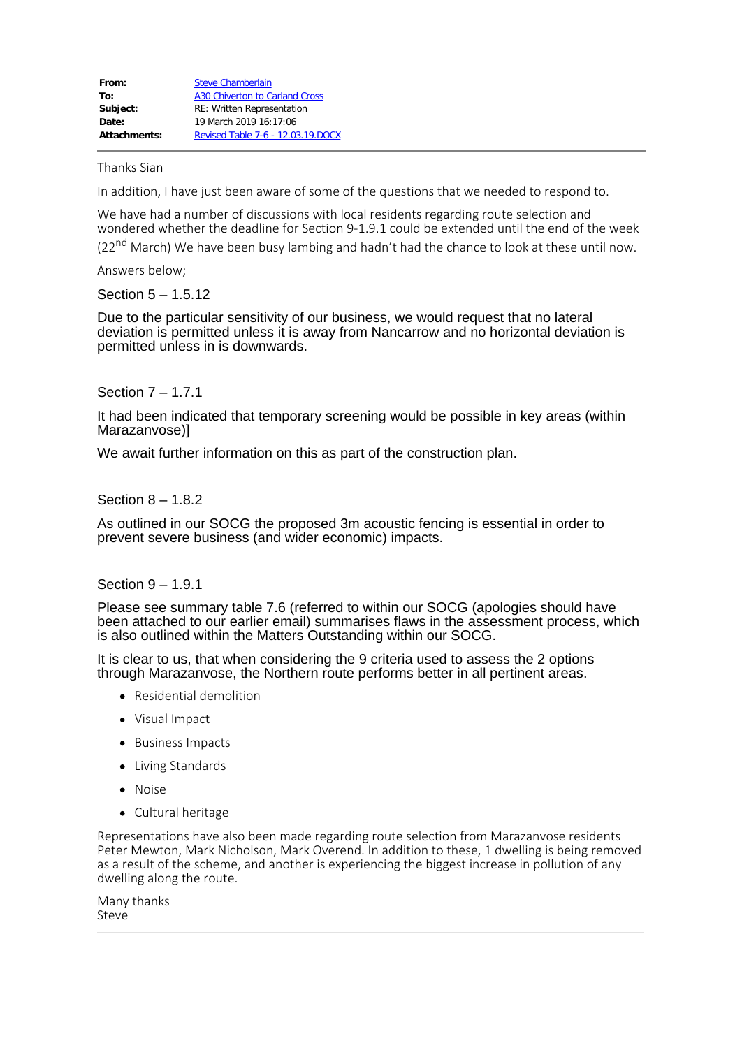**From:** Steve Chamberlain
**To:** A30 Chiverton to Carland Cross
**Subject:** RE: Written Representation
**Date:** 19 March 2019 16:17:06
**Attachments:** Revised Table 7-6 - 12.03.19.DOCX

---

Thanks Sian

In addition, I have just been aware of some of the questions that we needed to respond to.

We have had a number of discussions with local residents regarding route selection and wondered whether the deadline for Section 9-1.9.1 could be extended until the end of the week (22nd March) We have been busy lambing and hadn't had the chance to look at these until now.

Answers below;

Section 5 – 1.5.12

Due to the particular sensitivity of our business, we would request that no lateral deviation is permitted unless it is away from Nancarrow and no horizontal deviation is permitted unless in is downwards.

Section 7 – 1.7.1

It had been indicated that temporary screening would be possible in key areas (within Marazanvose)]

We await further information on this as part of the construction plan.

Section 8 – 1.8.2

As outlined in our SOCG the proposed 3m acoustic fencing is essential in order to prevent severe business (and wider economic) impacts.

Section 9 – 1.9.1

Please see summary table 7.6 (referred to within our SOCG (apologies should have been attached to our earlier email) summarises flaws in the assessment process, which is also outlined within the Matters Outstanding within our SOCG.

It is clear to us, that when considering the 9 criteria used to assess the 2 options through Marazanvose, the Northern route performs better in all pertinent areas.

- Residential demolition
- Visual Impact
- Business Impacts
- Living Standards
- Noise
- Cultural heritage

Representations have also been made regarding route selection from Marazanvose residents Peter Mewton, Mark Nicholson, Mark Overend. In addition to these, 1 dwelling is being removed as a result of the scheme, and another is experiencing the biggest increase in pollution of any dwelling along the route.

Many thanks
Steve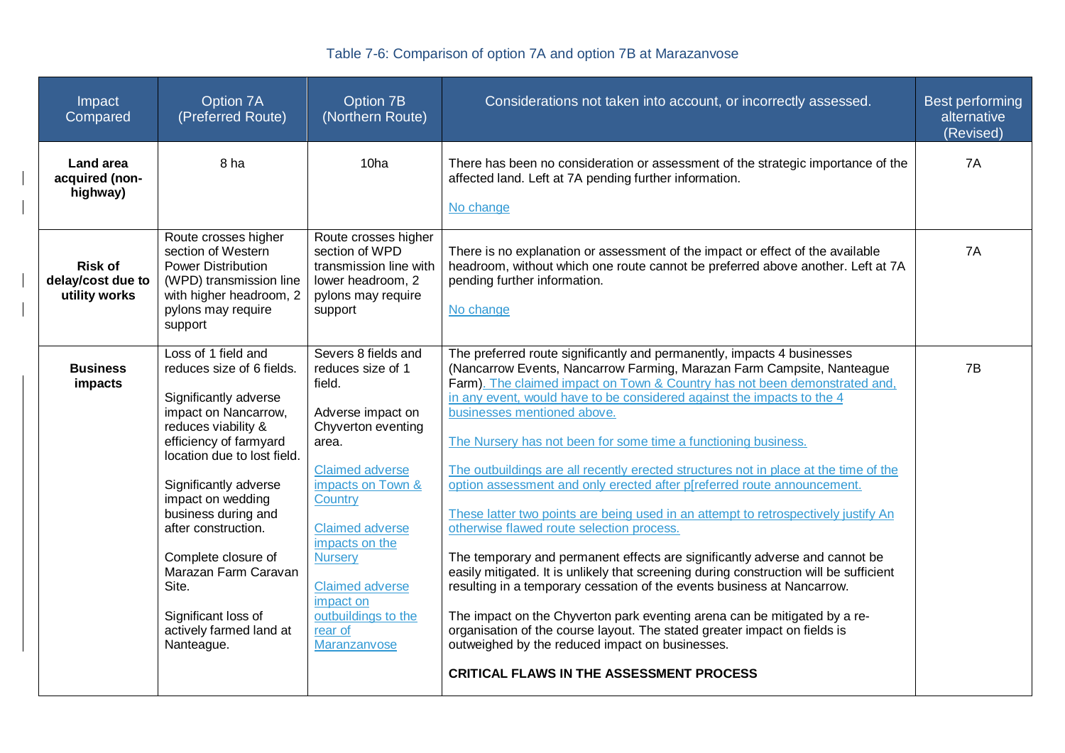Table 7-6: Comparison of option 7A and option 7B at Marazanvose

| Impact Compared | Option 7A (Preferred Route) | Option 7B (Northern Route) | Considerations not taken into account, or incorrectly assessed. | Best performing alternative (Revised) |
|---|---|---|---|---|
| **Land area acquired (non-highway)** | 8 ha | 10ha | There has been no consideration or assessment of the strategic importance of the affected land. Left at 7A pending further information.<br><br>No change | 7A |
| **Risk of delay/cost due to utility works** | Route crosses higher section of Western Power Distribution (WPD) transmission line with higher headroom, 2 pylons may require support | Route crosses higher section of WPD transmission line with lower headroom, 2 pylons may require support | There is no explanation or assessment of the impact or effect of the available headroom, without which one route cannot be preferred above another. Left at 7A pending further information.<br><br>No change | 7A |
| **Business impacts** | Loss of 1 field and reduces size of 6 fields.<br><br>Significantly adverse impact on Nancarrow, reduces viability & efficiency of farmyard location due to lost field.<br><br>Significantly adverse impact on wedding business during and after construction.<br><br>Complete closure of Marazan Farm Caravan Site.<br><br>Significant loss of actively farmed land at Nanteague. | Severs 8 fields and reduces size of 1 field.<br><br>Adverse impact on Chyverton eventing area.<br><br>Claimed adverse impacts on Town & Country<br><br>Claimed adverse impacts on the Nursery<br><br>Claimed adverse impact on outbuildings to the rear of Maranzanvose | The preferred route significantly and permanently, impacts 4 businesses (Nancarrow Events, Nancarrow Farming, Marazan Farm Campsite, Nanteague Farm). The claimed impact on Town & Country has not been demonstrated and, in any event, would have to be considered against the impacts to the 4 businesses mentioned above.<br><br>The Nursery has not been for some time a functioning business.<br><br>The outbuildings are all recently erected structures not in place at the time of the option assessment and only erected after p[referred route announcement.<br><br>These latter two points are being used in an attempt to retrospectively justify An otherwise flawed route selection process.<br><br>The temporary and permanent effects are significantly adverse and cannot be easily mitigated. It is unlikely that screening during construction will be sufficient resulting in a temporary cessation of the events business at Nancarrow.<br><br>The impact on the Chyverton park eventing arena can be mitigated by a re-organisation of the course layout. The stated greater impact on fields is outweighed by the reduced impact on businesses.<br><br>**CRITICAL FLAWS IN THE ASSESSMENT PROCESS** | 7B |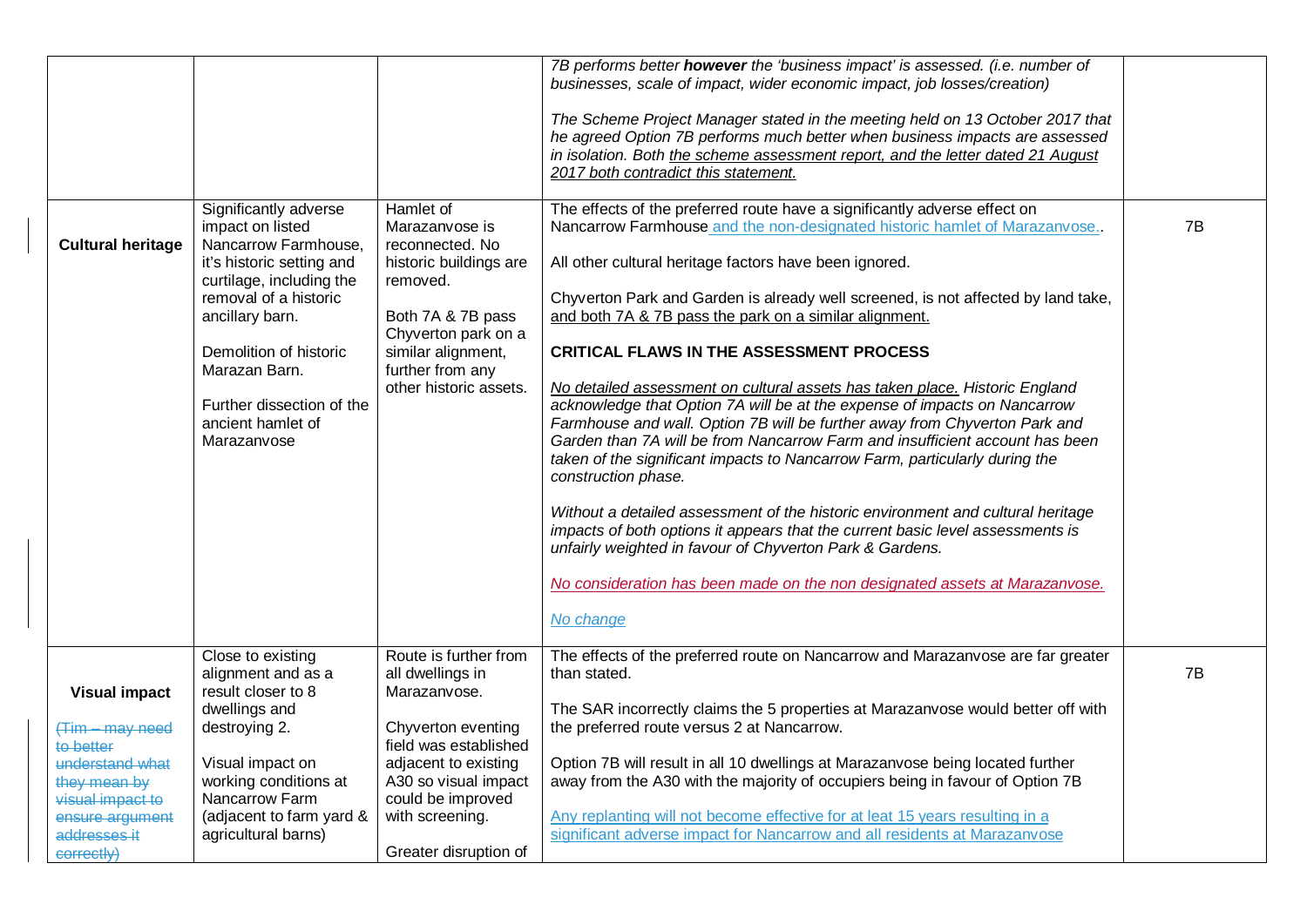| | | | | |
|---|---|---|---|---|
| | | | *7B performs better **however** the 'business impact' is assessed. (i.e. number of businesses, scale of impact, wider economic impact, job losses/creation)*<br><br>*The Scheme Project Manager stated in the meeting held on 13 October 2017 that he agreed Option 7B performs much better when business impacts are assessed in isolation. Both the scheme assessment report, and the letter dated 21 August 2017 both contradict this statement.* | |
| **Cultural heritage** | Significantly adverse impact on listed Nancarrow Farmhouse, it's historic setting and curtilage, including the removal of a historic ancillary barn.<br><br>Demolition of historic Marazan Barn.<br><br>Further dissection of the ancient hamlet of Marazanvose | Hamlet of Marazanvose is reconnected. No historic buildings are removed.<br><br>Both 7A & 7B pass Chyverton park on a similar alignment, further from any other historic assets. | The effects of the preferred route have a significantly adverse effect on Nancarrow Farmhouse and the non-designated historic hamlet of Marazanvose..<br><br>All other cultural heritage factors have been ignored.<br><br>Chyverton Park and Garden is already well screened, is not affected by land take, and both 7A & 7B pass the park on a similar alignment.<br><br>**CRITICAL FLAWS IN THE ASSESSMENT PROCESS**<br><br>*No detailed assessment on cultural assets has taken place. Historic England acknowledge that Option 7A will be at the expense of impacts on Nancarrow Farmhouse and wall. Option 7B will be further away from Chyverton Park and Garden than 7A will be from Nancarrow Farm and insufficient account has been taken of the significant impacts to Nancarrow Farm, particularly during the construction phase.*<br><br>*Without a detailed assessment of the historic environment and cultural heritage impacts of both options it appears that the current basic level assessments is unfairly weighted in favour of Chyverton Park & Gardens.*<br><br>*No consideration has been made on the non designated assets at Marazanvose.*<br><br>*No change* | 7B |
| **Visual impact**<br><br>~~(Tim – may need to better understand what they mean by visual impact to ensure argument addresses it correctly)~~ | Close to existing alignment and as a result closer to 8 dwellings and destroying 2.<br><br>Visual impact on working conditions at Nancarrow Farm (adjacent to farm yard & agricultural barns) | Route is further from all dwellings in Marazanvose.<br><br>Chyverton eventing field was established adjacent to existing A30 so visual impact could be improved with screening.<br><br>Greater disruption of | The effects of the preferred route on Nancarrow and Marazanvose are far greater than stated.<br><br>The SAR incorrectly claims the 5 properties at Marazanvose would better off with the preferred route versus 2 at Nancarrow.<br><br>Option 7B will result in all 10 dwellings at Marazanvose being located further away from the A30 with the majority of occupiers being in favour of Option 7B<br><br>Any replanting will not become effective for at leat 15 years resulting in a significant adverse impact for Nancarrow and all residents at Marazanvose | 7B |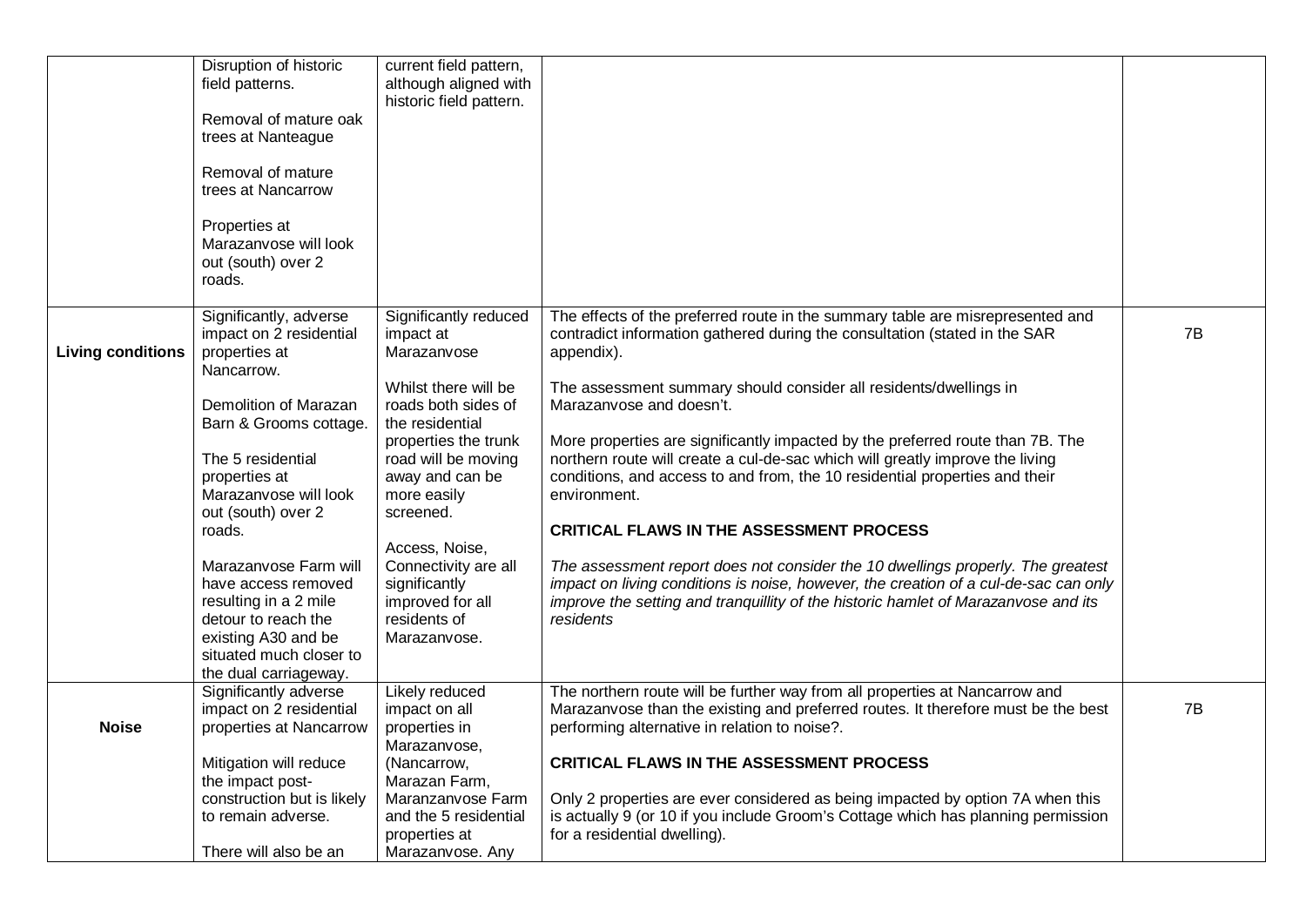| | | | | |
|---|---|---|---|---|
| | Disruption of historic field patterns.<br><br>Removal of mature oak trees at Nanteague<br><br>Removal of mature trees at Nancarrow<br><br>Properties at Marazanvose will look out (south) over 2 roads. | current field pattern, although aligned with historic field pattern. | | |
| **Living conditions** | Significantly, adverse impact on 2 residential properties at Nancarrow.<br><br>Demolition of Marazan Barn & Grooms cottage.<br><br>The 5 residential properties at Marazanvose will look out (south) over 2 roads.<br><br>Marazanvose Farm will have access removed resulting in a 2 mile detour to reach the existing A30 and be situated much closer to the dual carriageway. | Significantly reduced impact at Marazanvose<br><br>Whilst there will be roads both sides of the residential properties the trunk road will be moving away and can be more easily screened.<br><br>Access, Noise, Connectivity are all significantly improved for all residents of Marazanvose. | The effects of the preferred route in the summary table are misrepresented and contradict information gathered during the consultation (stated in the SAR appendix).<br><br>The assessment summary should consider all residents/dwellings in Marazanvose and doesn't.<br><br>More properties are significantly impacted by the preferred route than 7B. The northern route will create a cul-de-sac which will greatly improve the living conditions, and access to and from, the 10 residential properties and their environment.<br><br>**CRITICAL FLAWS IN THE ASSESSMENT PROCESS**<br><br>*The assessment report does not consider the 10 dwellings properly. The greatest impact on living conditions is noise, however, the creation of a cul-de-sac can only improve the setting and tranquillity of the historic hamlet of Marazanvose and its residents* | 7B |
| **Noise** | Significantly adverse impact on 2 residential properties at Nancarrow<br><br>Mitigation will reduce the impact post-construction but is likely to remain adverse.<br><br>There will also be an | Likely reduced impact on all properties in Marazanvose, (Nancarrow, Marazan Farm, Maranzanvose Farm and the 5 residential properties at Marazanvose. Any | The northern route will be further way from all properties at Nancarrow and Marazanvose than the existing and preferred routes. It therefore must be the best performing alternative in relation to noise?.<br><br>**CRITICAL FLAWS IN THE ASSESSMENT PROCESS**<br><br>Only 2 properties are ever considered as being impacted by option 7A when this is actually 9 (or 10 if you include Groom's Cottage which has planning permission for a residential dwelling). | 7B |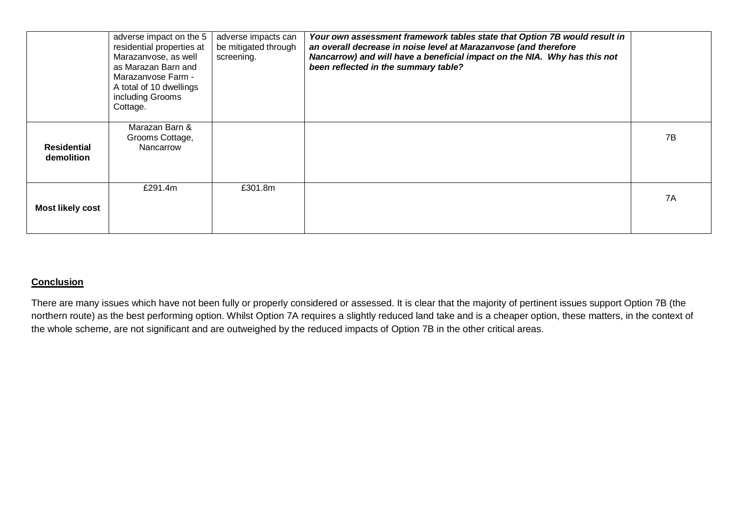| | | | | |
|---|---|---|---|---|
| | adverse impact on the 5 residential properties at Marazanvose, as well as Marazan Barn and Marazanvose Farm - A total of 10 dwellings including Grooms Cottage. | adverse impacts can be mitigated through screening. | ***Your own assessment framework tables state that Option 7B would result in an overall decrease in noise level at Marazanvose (and therefore Nancarrow) and will have a beneficial impact on the NIA. Why has this not been reflected in the summary table?*** | |
| **Residential demolition** | Marazan Barn & Grooms Cottage, Nancarrow | | | 7B |
| **Most likely cost** | £291.4m | £301.8m | | 7A |

**Conclusion**

There are many issues which have not been fully or properly considered or assessed. It is clear that the majority of pertinent issues support Option 7B (the northern route) as the best performing option. Whilst Option 7A requires a slightly reduced land take and is a cheaper option, these matters, in the context of the whole scheme, are not significant and are outweighed by the reduced impacts of Option 7B in the other critical areas.